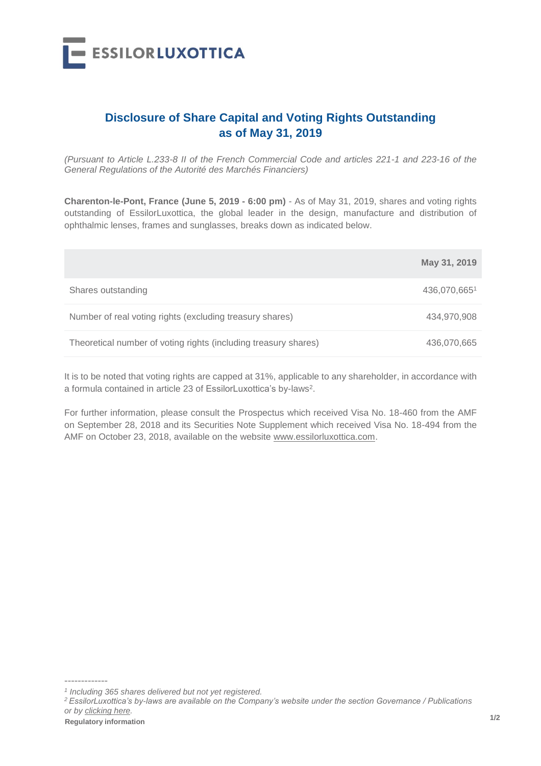ESSILORLUXOTTICA

# Disclosure of Share Capital and Voting Rights Outstanding as of May 31, 2019

*(Pursuant to Article L.233-8 II of the French Commercial Code and articles 221-1 and 223-16 of the General Regulations of the Autorité des Marchés Financiers)*

**Charenton-le-Pont, France (June 5, 2019 - 6:00 pm)** - As of May 31, 2019, shares and voting rights outstanding of EssilorLuxottica, the global leader in the design, manufacture and distribution of ophthalmic lenses, frames and sunglasses, breaks down as indicated below.

| | May 31, 2019 |
|---|---|
| Shares outstanding | 436,070,665[1] |
| Number of real voting rights (excluding treasury shares) | 434,970,908 |
| Theoretical number of voting rights (including treasury shares) | 436,070,665 |

It is to be noted that voting rights are capped at 31%, applicable to any shareholder, in accordance with a formula contained in article 23 of EssilorLuxottica's by-laws[2].

For further information, please consult the Prospectus which received Visa No. 18-460 from the AMF on September 28, 2018 and its Securities Note Supplement which received Visa No. 18-494 from the AMF on October 23, 2018, available on the website www.essilorluxottica.com.

-------------

*[1] Including 365 shares delivered but not yet registered.*

*[2] EssilorLuxottica's by-laws are available on the Company's website under the section Governance / Publications or by clicking here.*

**Regulatory information**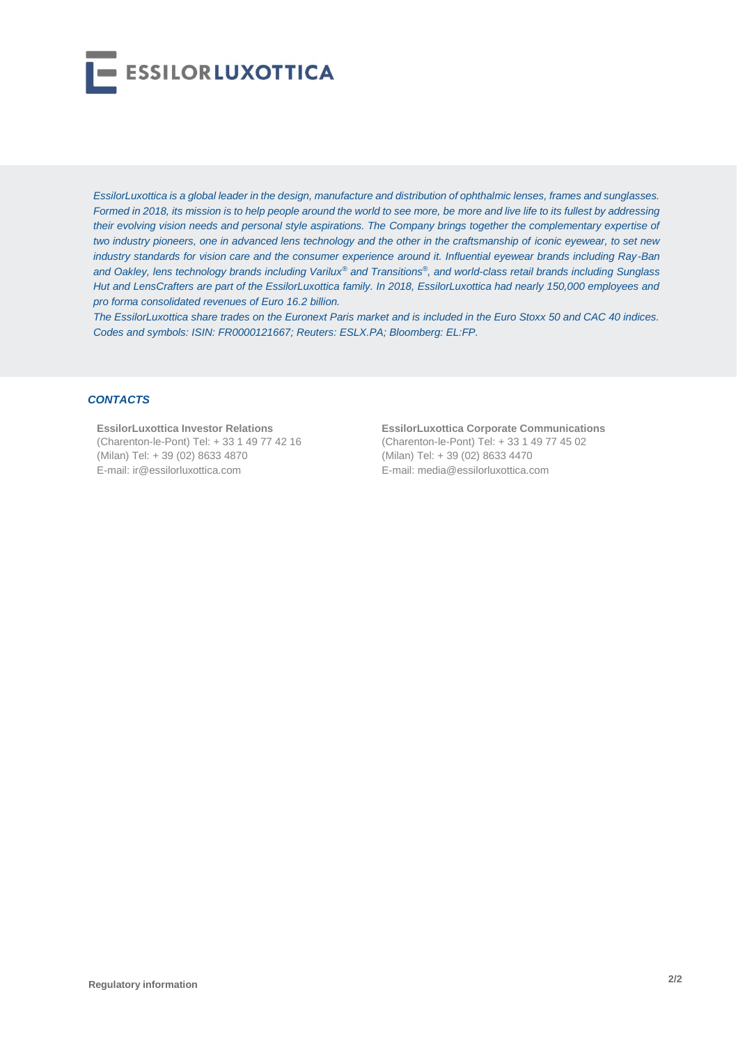*EssilorLuxottica is a global leader in the design, manufacture and distribution of ophthalmic lenses, frames and sunglasses. Formed in 2018, its mission is to help people around the world to see more, be more and live life to its fullest by addressing their evolving vision needs and personal style aspirations. The Company brings together the complementary expertise of two industry pioneers, one in advanced lens technology and the other in the craftsmanship of iconic eyewear, to set new industry standards for vision care and the consumer experience around it. Influential eyewear brands including Ray-Ban and Oakley, lens technology brands including Varilux® and Transitions®, and world-class retail brands including Sunglass Hut and LensCrafters are part of the EssilorLuxottica family. In 2018, EssilorLuxottica had nearly 150,000 employees and pro forma consolidated revenues of Euro 16.2 billion.*

*The EssilorLuxottica share trades on the Euronext Paris market and is included in the Euro Stoxx 50 and CAC 40 indices. Codes and symbols: ISIN: FR0000121667; Reuters: ESLX.PA; Bloomberg: EL:FP.*

### *CONTACTS*

**EssilorLuxottica Investor Relations**
(Charenton-le-Pont) Tel: + 33 1 49 77 42 16
(Milan) Tel: + 39 (02) 8633 4870
E-mail: ir@essilorluxottica.com

**EssilorLuxottica Corporate Communications**
(Charenton-le-Pont) Tel: + 33 1 49 77 45 02
(Milan) Tel: + 39 (02) 8633 4470
E-mail: media@essilorluxottica.com